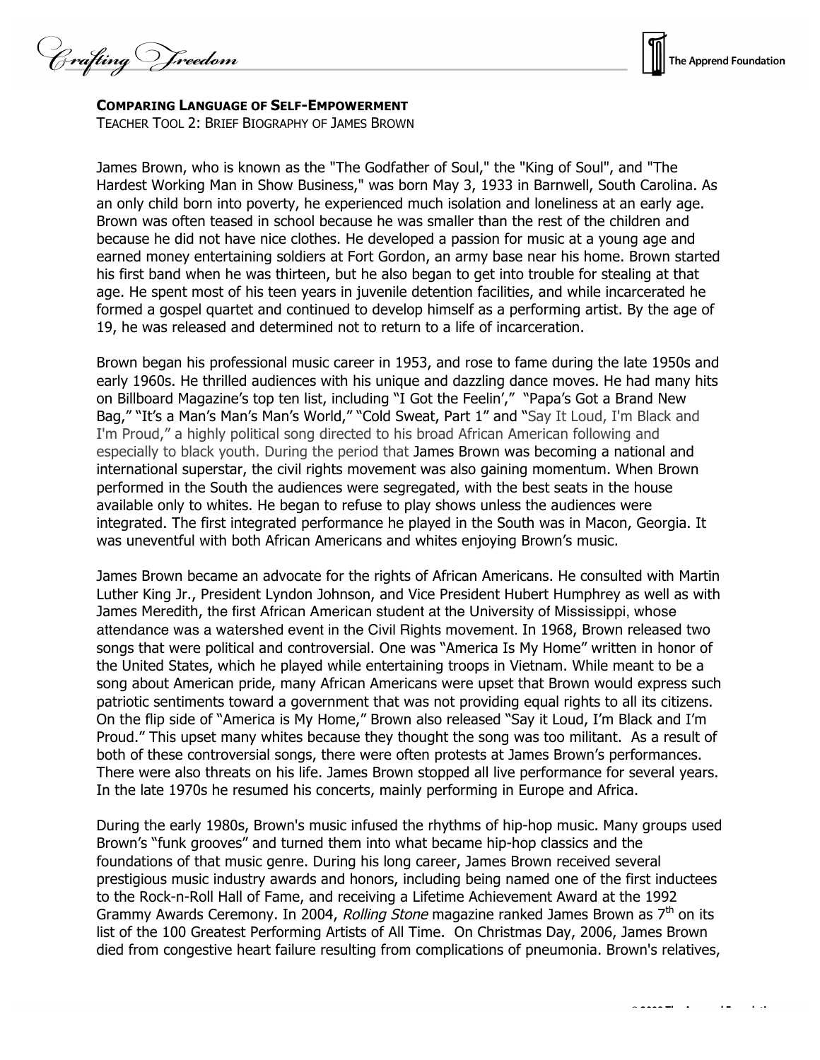**COMPARING LANGUAGE OF SELF-EMPOWERMENT**

TEACHER TOOL 2: BRIEF BIOGRAPHY OF JAMES BROWN

James Brown, who is known as the "The Godfather of Soul," the "King of Soul", and "The Hardest Working Man in Show Business," was born May 3, 1933 in Barnwell, South Carolina. As an only child born into poverty, he experienced much isolation and loneliness at an early age. Brown was often teased in school because he was smaller than the rest of the children and because he did not have nice clothes. He developed a passion for music at a young age and earned money entertaining soldiers at Fort Gordon, an army base near his home. Brown started his first band when he was thirteen, but he also began to get into trouble for stealing at that age. He spent most of his teen years in juvenile detention facilities, and while incarcerated he formed a gospel quartet and continued to develop himself as a performing artist. By the age of 19, he was released and determined not to return to a life of incarceration.

Brown began his professional music career in 1953, and rose to fame during the late 1950s and early 1960s. He thrilled audiences with his unique and dazzling dance moves. He had many hits on Billboard Magazine's top ten list, including "I Got the Feelin'," "Papa's Got a Brand New Bag," "It's a Man's Man's Man's World," "Cold Sweat, Part 1" and "Say It Loud, I'm Black and I'm Proud," a highly political song directed to his broad African American following and especially to black youth. During the period that James Brown was becoming a national and international superstar, the civil rights movement was also gaining momentum. When Brown performed in the South the audiences were segregated, with the best seats in the house available only to whites. He began to refuse to play shows unless the audiences were integrated. The first integrated performance he played in the South was in Macon, Georgia. It was uneventful with both African Americans and whites enjoying Brown's music.

James Brown became an advocate for the rights of African Americans. He consulted with Martin Luther King Jr., President Lyndon Johnson, and Vice President Hubert Humphrey as well as with James Meredith, the first African American student at the University of Mississippi, whose attendance was a watershed event in the Civil Rights movement. In 1968, Brown released two songs that were political and controversial. One was "America Is My Home" written in honor of the United States, which he played while entertaining troops in Vietnam. While meant to be a song about American pride, many African Americans were upset that Brown would express such patriotic sentiments toward a government that was not providing equal rights to all its citizens. On the flip side of "America is My Home," Brown also released "Say it Loud, I'm Black and I'm Proud." This upset many whites because they thought the song was too militant. As a result of both of these controversial songs, there were often protests at James Brown's performances. There were also threats on his life. James Brown stopped all live performance for several years. In the late 1970s he resumed his concerts, mainly performing in Europe and Africa.

During the early 1980s, Brown's music infused the rhythms of hip-hop music. Many groups used Brown's "funk grooves" and turned them into what became hip-hop classics and the foundations of that music genre. During his long career, James Brown received several prestigious music industry awards and honors, including being named one of the first inductees to the Rock-n-Roll Hall of Fame, and receiving a Lifetime Achievement Award at the 1992 Grammy Awards Ceremony. In 2004, *Rolling Stone* magazine ranked James Brown as 7th on its list of the 100 Greatest Performing Artists of All Time. On Christmas Day, 2006, James Brown died from congestive heart failure resulting from complications of pneumonia. Brown's relatives,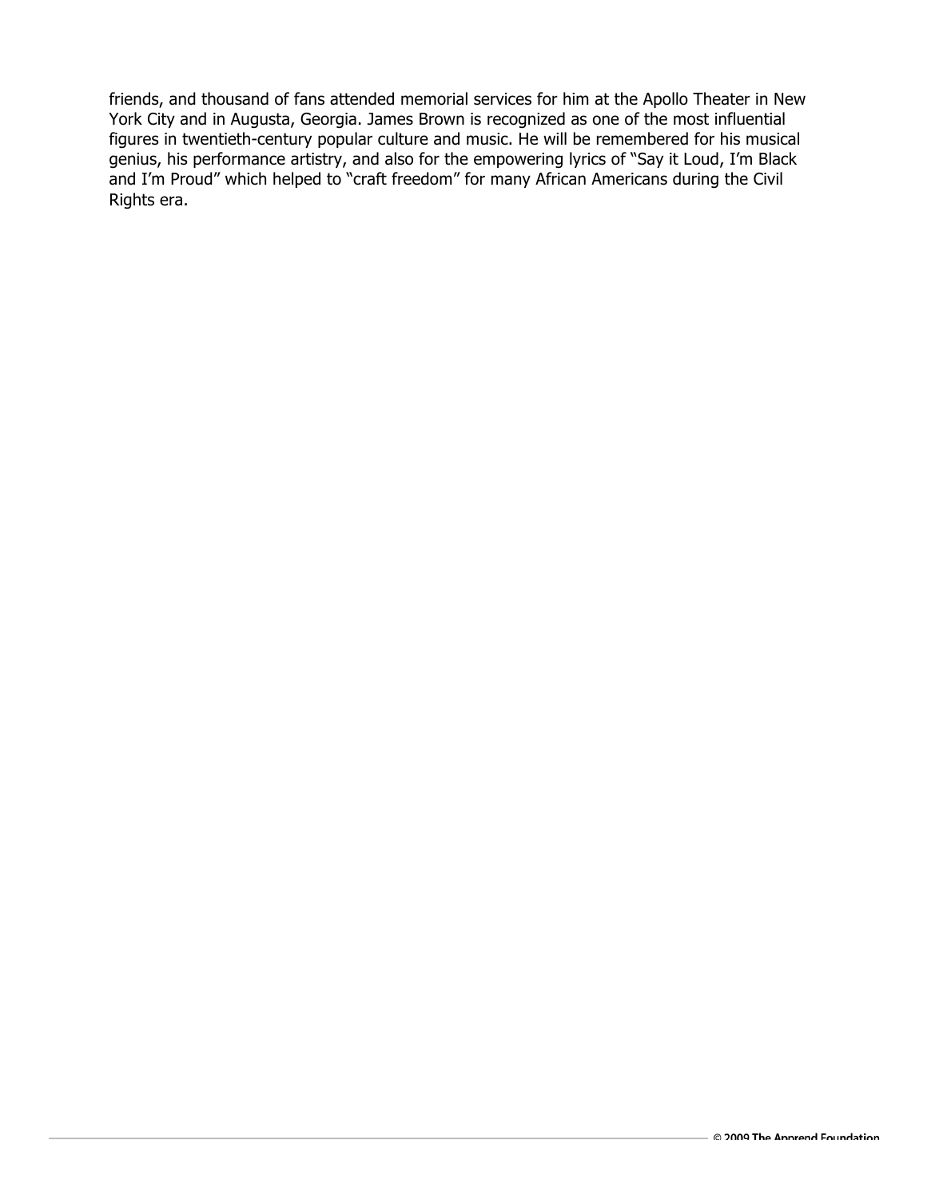friends, and thousand of fans attended memorial services for him at the Apollo Theater in New York City and in Augusta, Georgia. James Brown is recognized as one of the most influential figures in twentieth-century popular culture and music. He will be remembered for his musical genius, his performance artistry, and also for the empowering lyrics of "Say it Loud, I'm Black and I'm Proud" which helped to "craft freedom" for many African Americans during the Civil Rights era.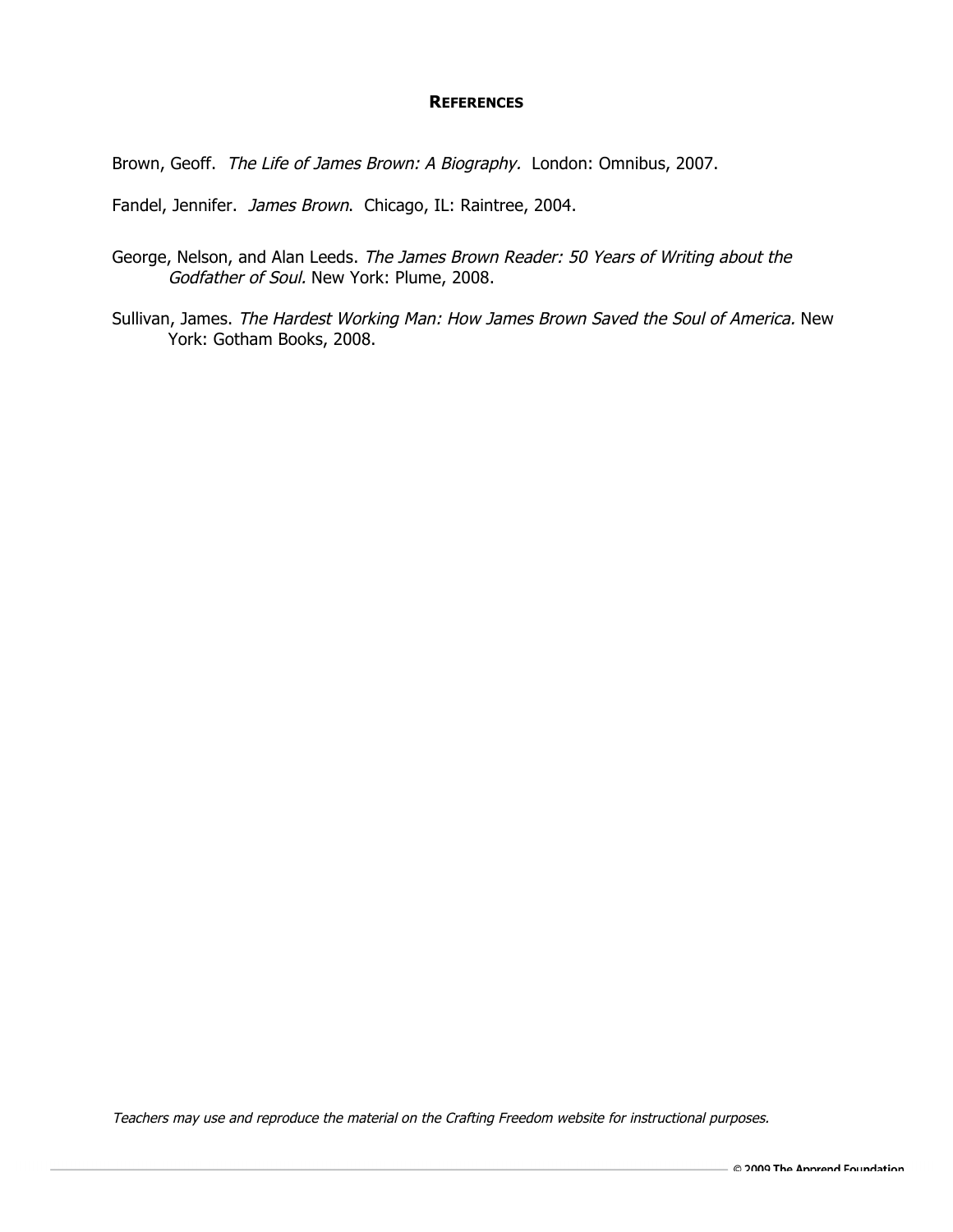# References

Brown, Geoff. *The Life of James Brown: A Biography.* London: Omnibus, 2007.

Fandel, Jennifer. *James Brown*. Chicago, IL: Raintree, 2004.

George, Nelson, and Alan Leeds. *The James Brown Reader: 50 Years of Writing about the Godfather of Soul.* New York: Plume, 2008.

Sullivan, James. *The Hardest Working Man: How James Brown Saved the Soul of America.* New York: Gotham Books, 2008.

*Teachers may use and reproduce the material on the Crafting Freedom website for instructional purposes.*

© 2009 The Apprend Foundation